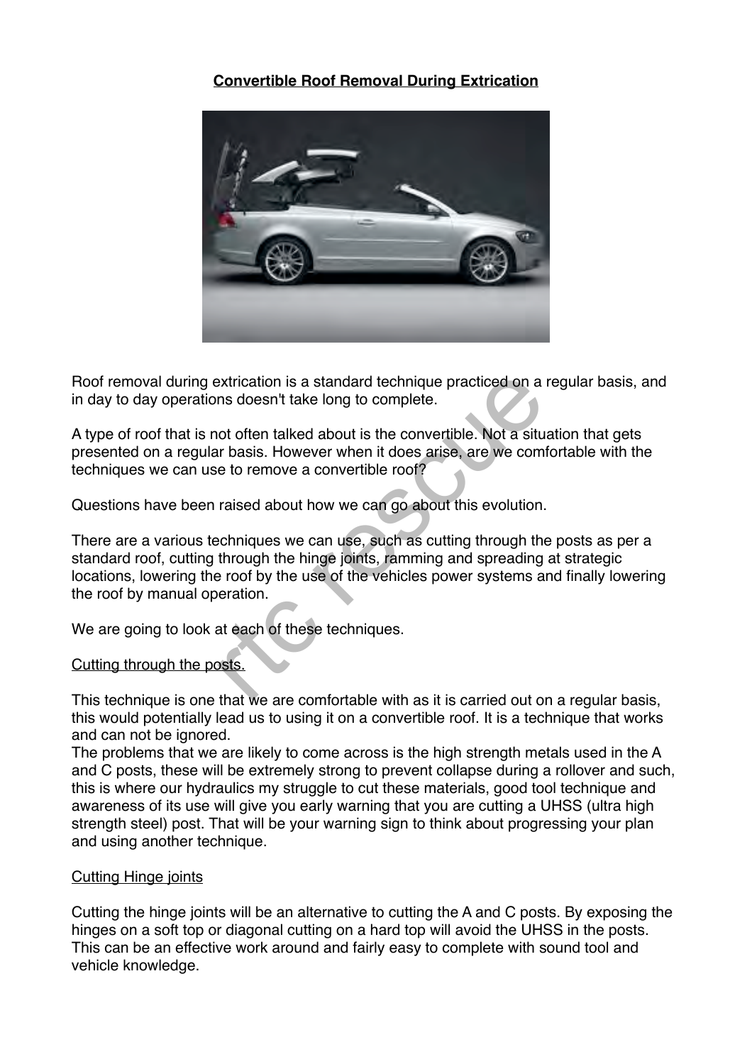# Convertible Roof Removal During Extrication

Roof removal during extrication is a standard technique practiced on a regular basis, and in day to day operations doesn't take long to complete.

A type of roof that is not often talked about is the convertible. Not a situation that gets presented on a regular basis. However when it does arise, are we comfortable with the techniques we can use to remove a convertible roof?

Questions have been raised about how we can go about this evolution.

There are a various techniques we can use, such as cutting through the posts as per a standard roof, cutting through the hinge joints, ramming and spreading at strategic locations, lowering the roof by the use of the vehicles power systems and finally lowering the roof by manual operation.

We are going to look at each of these techniques.

## Cutting through the posts.

This technique is one that we are comfortable with as it is carried out on a regular basis, this would potentially lead us to using it on a convertible roof. It is a technique that works and can not be ignored.
The problems that we are likely to come across is the high strength metals used in the A and C posts, these will be extremely strong to prevent collapse during a rollover and such, this is where our hydraulics my struggle to cut these materials, good tool technique and awareness of its use will give you early warning that you are cutting a UHSS (ultra high strength steel) post. That will be your warning sign to think about progressing your plan and using another technique.

## Cutting Hinge joints

Cutting the hinge joints will be an alternative to cutting the A and C posts. By exposing the hinges on a soft top or diagonal cutting on a hard top will avoid the UHSS in the posts. This can be an effective work around and fairly easy to complete with sound tool and vehicle knowledge.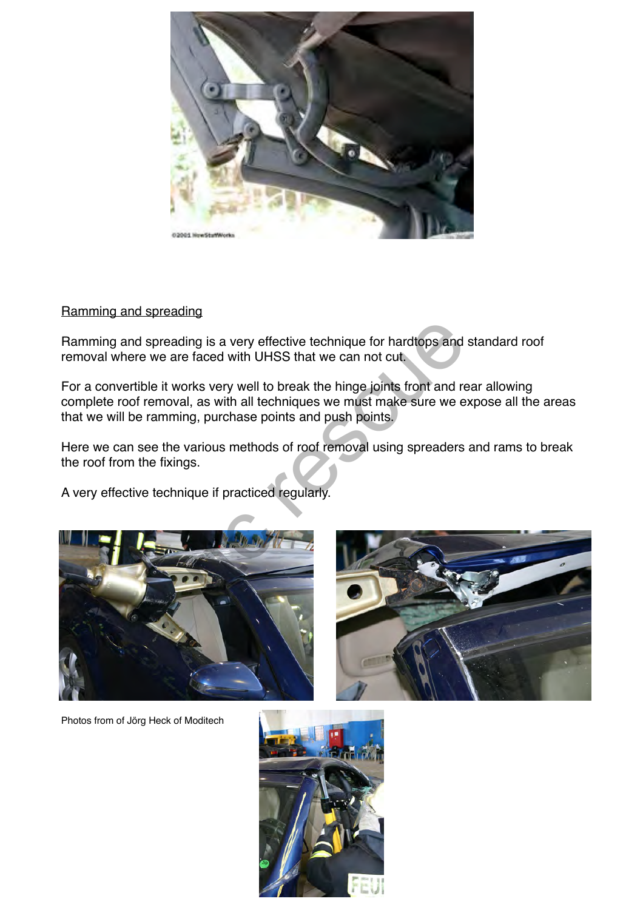Ramming and spreading

Ramming and spreading is a very effective technique for hardtops and standard roof removal where we are faced with UHSS that we can not cut.

For a convertible it works very well to break the hinge joints front and rear allowing complete roof removal, as with all techniques we must make sure we expose all the areas that we will be ramming, purchase points and push points.

Here we can see the various methods of roof removal using spreaders and rams to break the roof from the fixings.

A very effective technique if practiced regularly.

Photos from of Jörg Heck of Moditech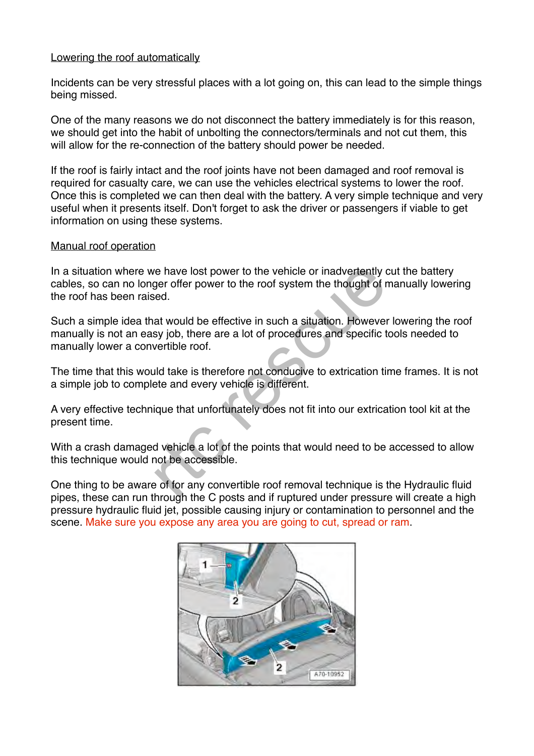Lowering the roof automatically

Incidents can be very stressful places with a lot going on, this can lead to the simple things being missed.

One of the many reasons we do not disconnect the battery immediately is for this reason, we should get into the habit of unbolting the connectors/terminals and not cut them, this will allow for the re-connection of the battery should power be needed.

If the roof is fairly intact and the roof joints have not been damaged and roof removal is required for casualty care, we can use the vehicles electrical systems to lower the roof. Once this is completed we can then deal with the battery. A very simple technique and very useful when it presents itself. Don't forget to ask the driver or passengers if viable to get information on using these systems.

Manual roof operation

In a situation where we have lost power to the vehicle or inadvertently cut the battery cables, so can no longer offer power to the roof system the thought of manually lowering the roof has been raised.

Such a simple idea that would be effective in such a situation. However lowering the roof manually is not an easy job, there are a lot of procedures and specific tools needed to manually lower a convertible roof.

The time that this would take is therefore not conducive to extrication time frames. It is not a simple job to complete and every vehicle is different.

A very effective technique that unfortunately does not fit into our extrication tool kit at the present time.

With a crash damaged vehicle a lot of the points that would need to be accessed to allow this technique would not be accessible.

One thing to be aware of for any convertible roof removal technique is the Hydraulic fluid pipes, these can run through the C posts and if ruptured under pressure will create a high pressure hydraulic fluid jet, possible causing injury or contamination to personnel and the scene. Make sure you expose any area you are going to cut, spread or ram.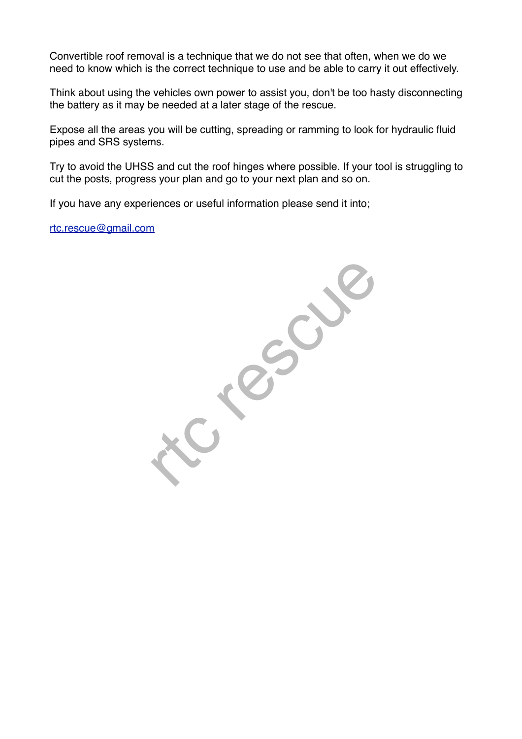Convertible roof removal is a technique that we do not see that often, when we do we need to know which is the correct technique to use and be able to carry it out effectively.

Think about using the vehicles own power to assist you, don't be too hasty disconnecting the battery as it may be needed at a later stage of the rescue.

Expose all the areas you will be cutting, spreading or ramming to look for hydraulic fluid pipes and SRS systems.

Try to avoid the UHSS and cut the roof hinges where possible. If your tool is struggling to cut the posts, progress your plan and go to your next plan and so on.

If you have any experiences or useful information please send it into;

rtc.rescue@gmail.com